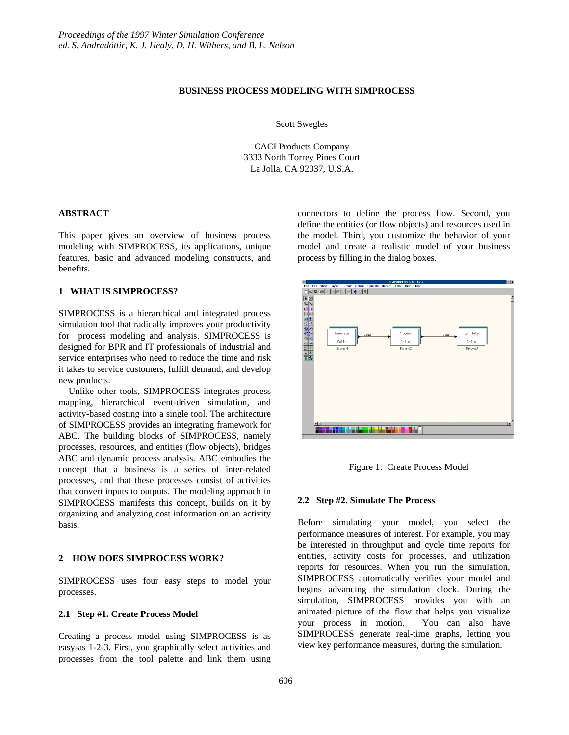# BUSINESS PROCESS MODELING WITH SIMPROCESS

Scott Swegles

CACI Products Company
3333 North Torrey Pines Court
La Jolla, CA 92037, U.S.A.

## ABSTRACT

This paper gives an overview of business process modeling with SIMPROCESS, its applications, unique features, basic and advanced modeling constructs, and benefits.

## 1 WHAT IS SIMPROCESS?

SIMPROCESS is a hierarchical and integrated process simulation tool that radically improves your productivity for process modeling and analysis. SIMPROCESS is designed for BPR and IT professionals of industrial and service enterprises who need to reduce the time and risk it takes to service customers, fulfill demand, and develop new products.

Unlike other tools, SIMPROCESS integrates process mapping, hierarchical event-driven simulation, and activity-based costing into a single tool. The architecture of SIMPROCESS provides an integrating framework for ABC. The building blocks of SIMPROCESS, namely processes, resources, and entities (flow objects), bridges ABC and dynamic process analysis. ABC embodies the concept that a business is a series of inter-related processes, and that these processes consist of activities that convert inputs to outputs. The modeling approach in SIMPROCESS manifests this concept, builds on it by organizing and analyzing cost information on an activity basis.

## 2 HOW DOES SIMPROCESS WORK?

SIMPROCESS uses four easy steps to model your processes.

### 2.1 Step #1. Create Process Model

Creating a process model using SIMPROCESS is as easy-as 1-2-3. First, you graphically select activities and processes from the tool palette and link them using connectors to define the process flow. Second, you define the entities (or flow objects) and resources used in the model. Third, you customize the behavior of your model and create a realistic model of your business process by filling in the dialog boxes.

Figure 1: Create Process Model

### 2.2 Step #2. Simulate The Process

Before simulating your model, you select the performance measures of interest. For example, you may be interested in throughput and cycle time reports for entities, activity costs for processes, and utilization reports for resources. When you run the simulation, SIMPROCESS automatically verifies your model and begins advancing the simulation clock. During the simulation, SIMPROCESS provides you with an animated picture of the flow that helps you visualize your process in motion. You can also have SIMPROCESS generate real-time graphs, letting you view key performance measures, during the simulation.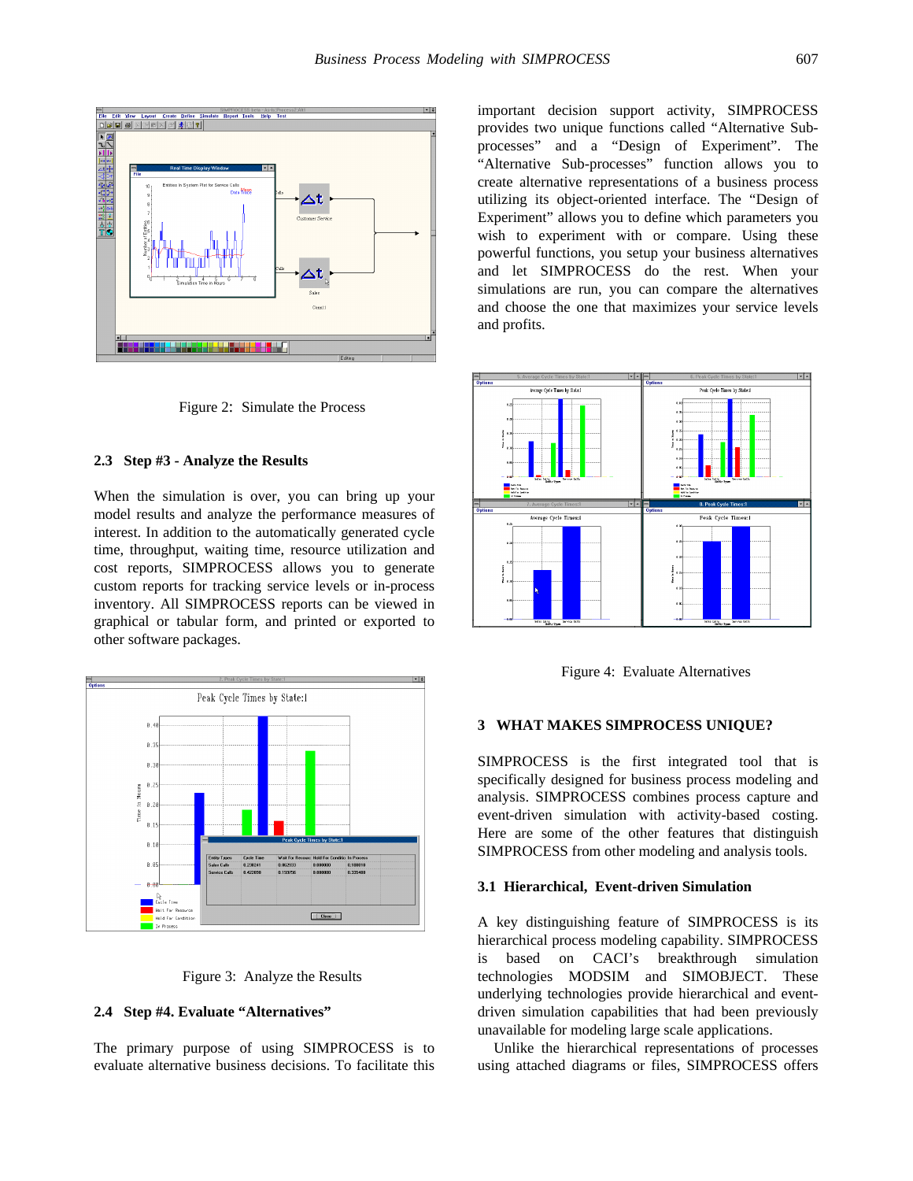Figure 2: Simulate the Process

### 2.3 Step #3 - Analyze the Results

When the simulation is over, you can bring up your model results and analyze the performance measures of interest. In addition to the automatically generated cycle time, throughput, waiting time, resource utilization and cost reports, SIMPROCESS allows you to generate custom reports for tracking service levels or in-process inventory. All SIMPROCESS reports can be viewed in graphical or tabular form, and printed or exported to other software packages.

Figure 3: Analyze the Results

### 2.4 Step #4. Evaluate "Alternatives"

The primary purpose of using SIMPROCESS is to evaluate alternative business decisions. To facilitate this important decision support activity, SIMPROCESS provides two unique functions called "Alternative Sub-processes" and a "Design of Experiment". The "Alternative Sub-processes" function allows you to create alternative representations of a business process utilizing its object-oriented interface. The "Design of Experiment" allows you to define which parameters you wish to experiment with or compare. Using these powerful functions, you setup your business alternatives and let SIMPROCESS do the rest. When your simulations are run, you can compare the alternatives and choose the one that maximizes your service levels and profits.

Figure 4: Evaluate Alternatives

## 3 WHAT MAKES SIMPROCESS UNIQUE?

SIMPROCESS is the first integrated tool that is specifically designed for business process modeling and analysis. SIMPROCESS combines process capture and event-driven simulation with activity-based costing. Here are some of the other features that distinguish SIMPROCESS from other modeling and analysis tools.

### 3.1 Hierarchical, Event-driven Simulation

A key distinguishing feature of SIMPROCESS is its hierarchical process modeling capability. SIMPROCESS is based on CACI's breakthrough simulation technologies MODSIM and SIMOBJECT. These underlying technologies provide hierarchical and event-driven simulation capabilities that had been previously unavailable for modeling large scale applications.

Unlike the hierarchical representations of processes using attached diagrams or files, SIMPROCESS offers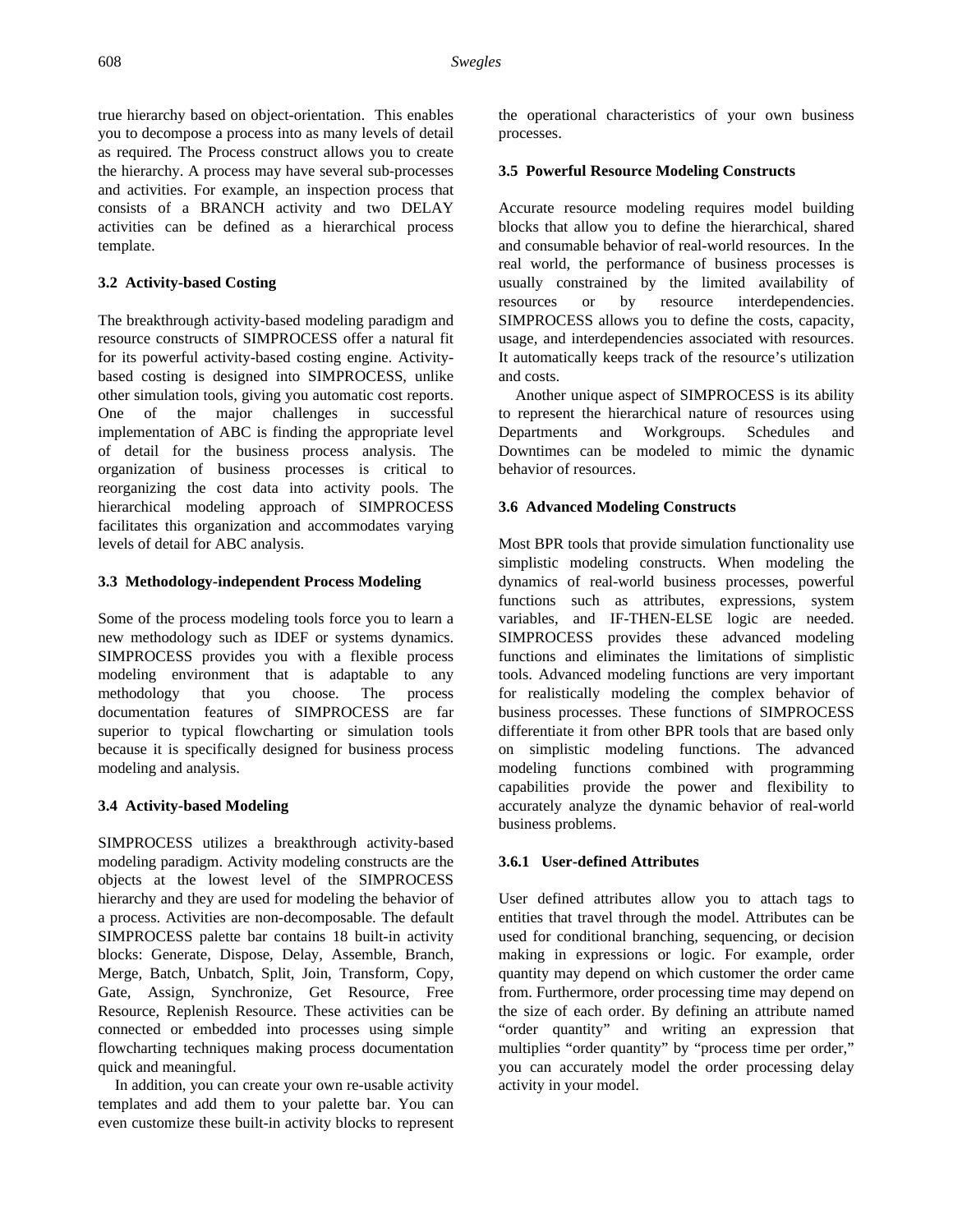true hierarchy based on object-orientation. This enables you to decompose a process into as many levels of detail as required. The Process construct allows you to create the hierarchy. A process may have several sub-processes and activities. For example, an inspection process that consists of a BRANCH activity and two DELAY activities can be defined as a hierarchical process template.

### 3.2 Activity-based Costing

The breakthrough activity-based modeling paradigm and resource constructs of SIMPROCESS offer a natural fit for its powerful activity-based costing engine. Activity-based costing is designed into SIMPROCESS, unlike other simulation tools, giving you automatic cost reports. One of the major challenges in successful implementation of ABC is finding the appropriate level of detail for the business process analysis. The organization of business processes is critical to reorganizing the cost data into activity pools. The hierarchical modeling approach of SIMPROCESS facilitates this organization and accommodates varying levels of detail for ABC analysis.

### 3.3 Methodology-independent Process Modeling

Some of the process modeling tools force you to learn a new methodology such as IDEF or systems dynamics. SIMPROCESS provides you with a flexible process modeling environment that is adaptable to any methodology that you choose. The process documentation features of SIMPROCESS are far superior to typical flowcharting or simulation tools because it is specifically designed for business process modeling and analysis.

### 3.4 Activity-based Modeling

SIMPROCESS utilizes a breakthrough activity-based modeling paradigm. Activity modeling constructs are the objects at the lowest level of the SIMPROCESS hierarchy and they are used for modeling the behavior of a process. Activities are non-decomposable. The default SIMPROCESS palette bar contains 18 built-in activity blocks: Generate, Dispose, Delay, Assemble, Branch, Merge, Batch, Unbatch, Split, Join, Transform, Copy, Gate, Assign, Synchronize, Get Resource, Free Resource, Replenish Resource. These activities can be connected or embedded into processes using simple flowcharting techniques making process documentation quick and meaningful.

In addition, you can create your own re-usable activity templates and add them to your palette bar. You can even customize these built-in activity blocks to represent the operational characteristics of your own business processes.

### 3.5 Powerful Resource Modeling Constructs

Accurate resource modeling requires model building blocks that allow you to define the hierarchical, shared and consumable behavior of real-world resources. In the real world, the performance of business processes is usually constrained by the limited availability of resources or by resource interdependencies. SIMPROCESS allows you to define the costs, capacity, usage, and interdependencies associated with resources. It automatically keeps track of the resource's utilization and costs.

Another unique aspect of SIMPROCESS is its ability to represent the hierarchical nature of resources using Departments and Workgroups. Schedules and Downtimes can be modeled to mimic the dynamic behavior of resources.

### 3.6 Advanced Modeling Constructs

Most BPR tools that provide simulation functionality use simplistic modeling constructs. When modeling the dynamics of real-world business processes, powerful functions such as attributes, expressions, system variables, and IF-THEN-ELSE logic are needed. SIMPROCESS provides these advanced modeling functions and eliminates the limitations of simplistic tools. Advanced modeling functions are very important for realistically modeling the complex behavior of business processes. These functions of SIMPROCESS differentiate it from other BPR tools that are based only on simplistic modeling functions. The advanced modeling functions combined with programming capabilities provide the power and flexibility to accurately analyze the dynamic behavior of real-world business problems.

#### 3.6.1 User-defined Attributes

User defined attributes allow you to attach tags to entities that travel through the model. Attributes can be used for conditional branching, sequencing, or decision making in expressions or logic. For example, order quantity may depend on which customer the order came from. Furthermore, order processing time may depend on the size of each order. By defining an attribute named "order quantity" and writing an expression that multiplies "order quantity" by "process time per order," you can accurately model the order processing delay activity in your model.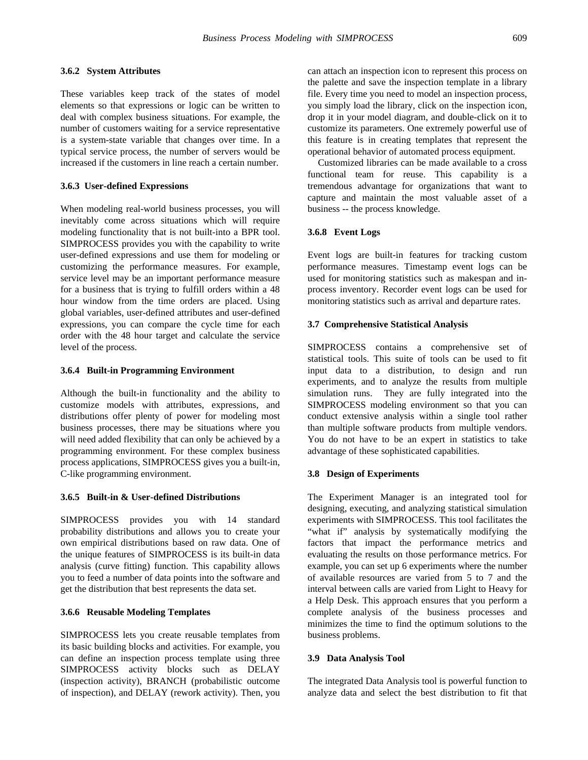### 3.6.2 System Attributes

These variables keep track of the states of model elements so that expressions or logic can be written to deal with complex business situations. For example, the number of customers waiting for a service representative is a system-state variable that changes over time. In a typical service process, the number of servers would be increased if the customers in line reach a certain number.

### 3.6.3 User-defined Expressions

When modeling real-world business processes, you will inevitably come across situations which will require modeling functionality that is not built-into a BPR tool. SIMPROCESS provides you with the capability to write user-defined expressions and use them for modeling or customizing the performance measures. For example, service level may be an important performance measure for a business that is trying to fulfill orders within a 48 hour window from the time orders are placed. Using global variables, user-defined attributes and user-defined expressions, you can compare the cycle time for each order with the 48 hour target and calculate the service level of the process.

### 3.6.4 Built-in Programming Environment

Although the built-in functionality and the ability to customize models with attributes, expressions, and distributions offer plenty of power for modeling most business processes, there may be situations where you will need added flexibility that can only be achieved by a programming environment. For these complex business process applications, SIMPROCESS gives you a built-in, C-like programming environment.

### 3.6.5 Built-in & User-defined Distributions

SIMPROCESS provides you with 14 standard probability distributions and allows you to create your own empirical distributions based on raw data. One of the unique features of SIMPROCESS is its built-in data analysis (curve fitting) function. This capability allows you to feed a number of data points into the software and get the distribution that best represents the data set.

### 3.6.6 Reusable Modeling Templates

SIMPROCESS lets you create reusable templates from its basic building blocks and activities. For example, you can define an inspection process template using three SIMPROCESS activity blocks such as DELAY (inspection activity), BRANCH (probabilistic outcome of inspection), and DELAY (rework activity). Then, you can attach an inspection icon to represent this process on the palette and save the inspection template in a library file. Every time you need to model an inspection process, you simply load the library, click on the inspection icon, drop it in your model diagram, and double-click on it to customize its parameters. One extremely powerful use of this feature is in creating templates that represent the operational behavior of automated process equipment.

Customized libraries can be made available to a cross functional team for reuse. This capability is a tremendous advantage for organizations that want to capture and maintain the most valuable asset of a business -- the process knowledge.

### 3.6.8 Event Logs

Event logs are built-in features for tracking custom performance measures. Timestamp event logs can be used for monitoring statistics such as makespan and in-process inventory. Recorder event logs can be used for monitoring statistics such as arrival and departure rates.

## 3.7 Comprehensive Statistical Analysis

SIMPROCESS contains a comprehensive set of statistical tools. This suite of tools can be used to fit input data to a distribution, to design and run experiments, and to analyze the results from multiple simulation runs. They are fully integrated into the SIMPROCESS modeling environment so that you can conduct extensive analysis within a single tool rather than multiple software products from multiple vendors. You do not have to be an expert in statistics to take advantage of these sophisticated capabilities.

## 3.8 Design of Experiments

The Experiment Manager is an integrated tool for designing, executing, and analyzing statistical simulation experiments with SIMPROCESS. This tool facilitates the "what if" analysis by systematically modifying the factors that impact the performance metrics and evaluating the results on those performance metrics. For example, you can set up 6 experiments where the number of available resources are varied from 5 to 7 and the interval between calls are varied from Light to Heavy for a Help Desk. This approach ensures that you perform a complete analysis of the business processes and minimizes the time to find the optimum solutions to the business problems.

## 3.9 Data Analysis Tool

The integrated Data Analysis tool is powerful function to analyze data and select the best distribution to fit that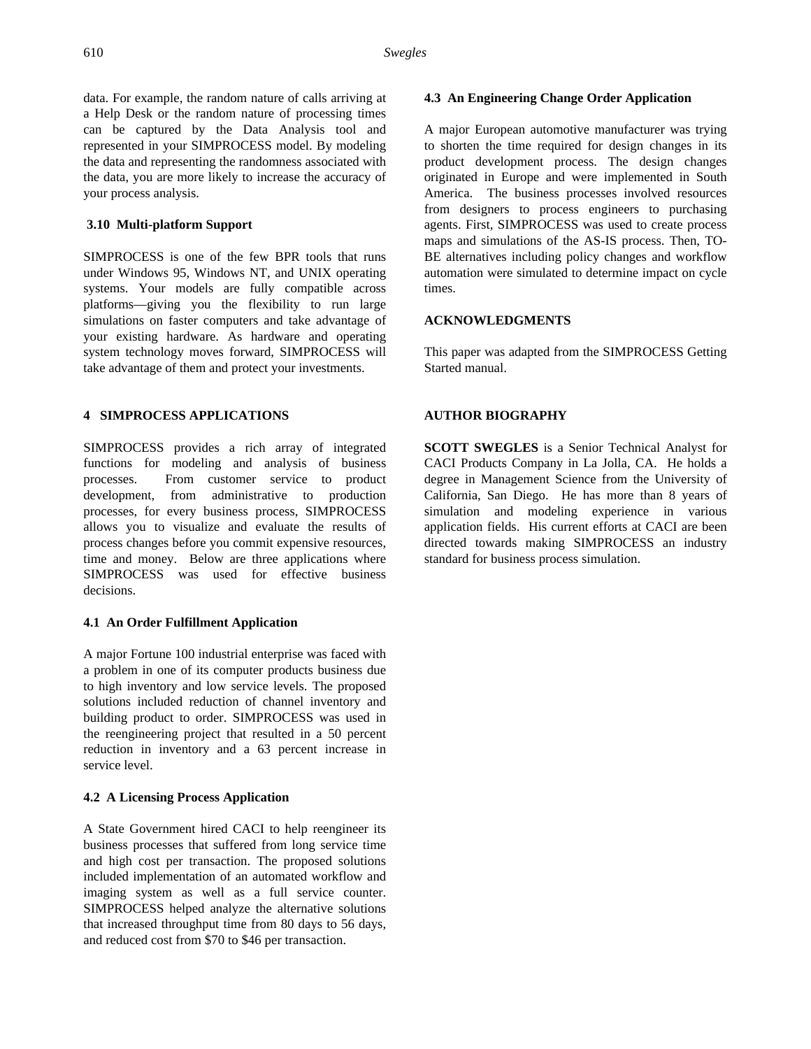data. For example, the random nature of calls arriving at a Help Desk or the random nature of processing times can be captured by the Data Analysis tool and represented in your SIMPROCESS model. By modeling the data and representing the randomness associated with the data, you are more likely to increase the accuracy of your process analysis.

### 3.10 Multi-platform Support

SIMPROCESS is one of the few BPR tools that runs under Windows 95, Windows NT, and UNIX operating systems. Your models are fully compatible across platforms—giving you the flexibility to run large simulations on faster computers and take advantage of your existing hardware. As hardware and operating system technology moves forward, SIMPROCESS will take advantage of them and protect your investments.

## 4 SIMPROCESS APPLICATIONS

SIMPROCESS provides a rich array of integrated functions for modeling and analysis of business processes. From customer service to product development, from administrative to production processes, for every business process, SIMPROCESS allows you to visualize and evaluate the results of process changes before you commit expensive resources, time and money. Below are three applications where SIMPROCESS was used for effective business decisions.

### 4.1 An Order Fulfillment Application

A major Fortune 100 industrial enterprise was faced with a problem in one of its computer products business due to high inventory and low service levels. The proposed solutions included reduction of channel inventory and building product to order. SIMPROCESS was used in the reengineering project that resulted in a 50 percent reduction in inventory and a 63 percent increase in service level.

### 4.2 A Licensing Process Application

A State Government hired CACI to help reengineer its business processes that suffered from long service time and high cost per transaction. The proposed solutions included implementation of an automated workflow and imaging system as well as a full service counter. SIMPROCESS helped analyze the alternative solutions that increased throughput time from 80 days to 56 days, and reduced cost from $70 to $46 per transaction.

### 4.3 An Engineering Change Order Application

A major European automotive manufacturer was trying to shorten the time required for design changes in its product development process. The design changes originated in Europe and were implemented in South America. The business processes involved resources from designers to process engineers to purchasing agents. First, SIMPROCESS was used to create process maps and simulations of the AS-IS process. Then, TO-BE alternatives including policy changes and workflow automation were simulated to determine impact on cycle times.

## ACKNOWLEDGMENTS

This paper was adapted from the SIMPROCESS Getting Started manual.

## AUTHOR BIOGRAPHY

**SCOTT SWEGLES** is a Senior Technical Analyst for CACI Products Company in La Jolla, CA. He holds a degree in Management Science from the University of California, San Diego. He has more than 8 years of simulation and modeling experience in various application fields. His current efforts at CACI are been directed towards making SIMPROCESS an industry standard for business process simulation.